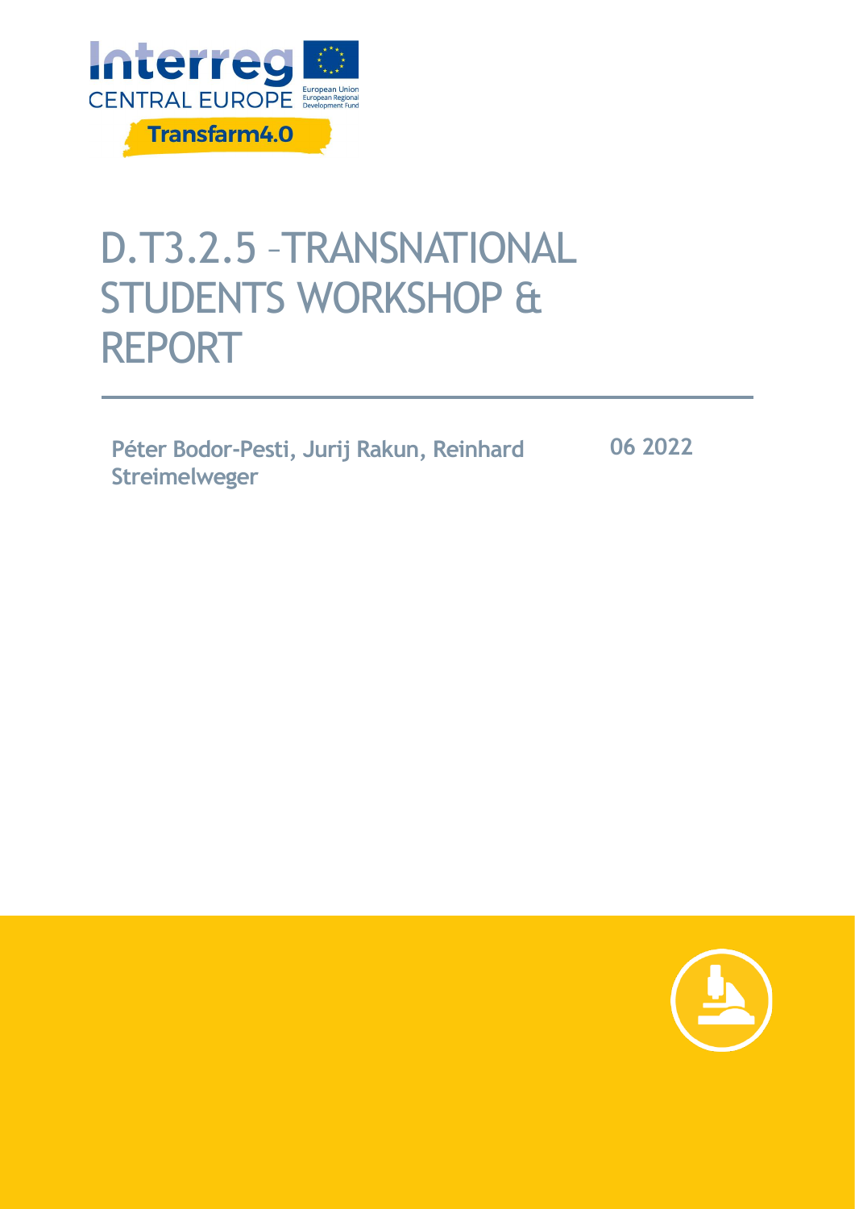Interreg CENTRAL EUROPE

European Union
European Regional Development Fund

Transfarm4.0

# D.T3.2.5 –TRANSNATIONAL STUDENTS WORKSHOP & REPORT

**Péter Bodor-Pesti, Jurij Rakun, Reinhard Streimelweger**

**06 2022**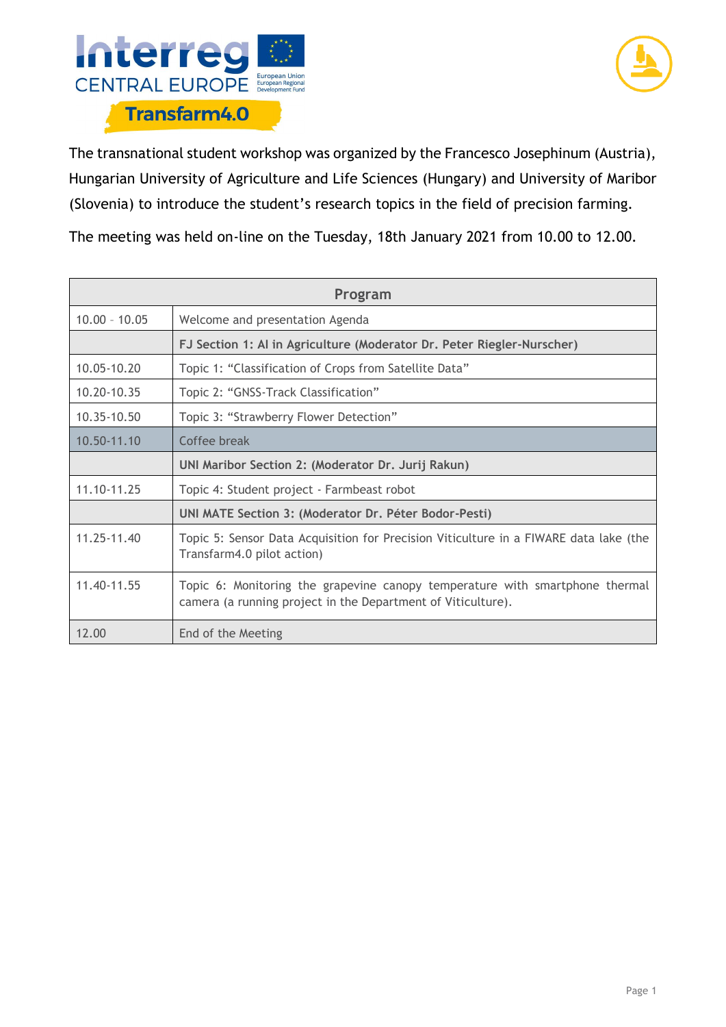The transnational student workshop was organized by the Francesco Josephinum (Austria), Hungarian University of Agriculture and Life Sciences (Hungary) and University of Maribor (Slovenia) to introduce the student's research topics in the field of precision farming.

The meeting was held on-line on the Tuesday, 18th January 2021 from 10.00 to 12.00.

| Program | |
|---|---|
| 10.00 – 10.05 | Welcome and presentation Agenda |
| | **FJ Section 1: AI in Agriculture (Moderator Dr. Peter Riegler-Nurscher)** |
| 10.05-10.20 | Topic 1: "Classification of Crops from Satellite Data" |
| 10.20-10.35 | Topic 2: "GNSS-Track Classification" |
| 10.35-10.50 | Topic 3: "Strawberry Flower Detection" |
| 10.50-11.10 | Coffee break |
| | **UNI Maribor Section 2: (Moderator Dr. Jurij Rakun)** |
| 11.10-11.25 | Topic 4: Student project - Farmbeast robot |
| | **UNI MATE Section 3: (Moderator Dr. Péter Bodor-Pesti)** |
| 11.25-11.40 | Topic 5: Sensor Data Acquisition for Precision Viticulture in a FIWARE data lake (the Transfarm4.0 pilot action) |
| 11.40-11.55 | Topic 6: Monitoring the grapevine canopy temperature with smartphone thermal camera (a running project in the Department of Viticulture). |
| 12.00 | End of the Meeting |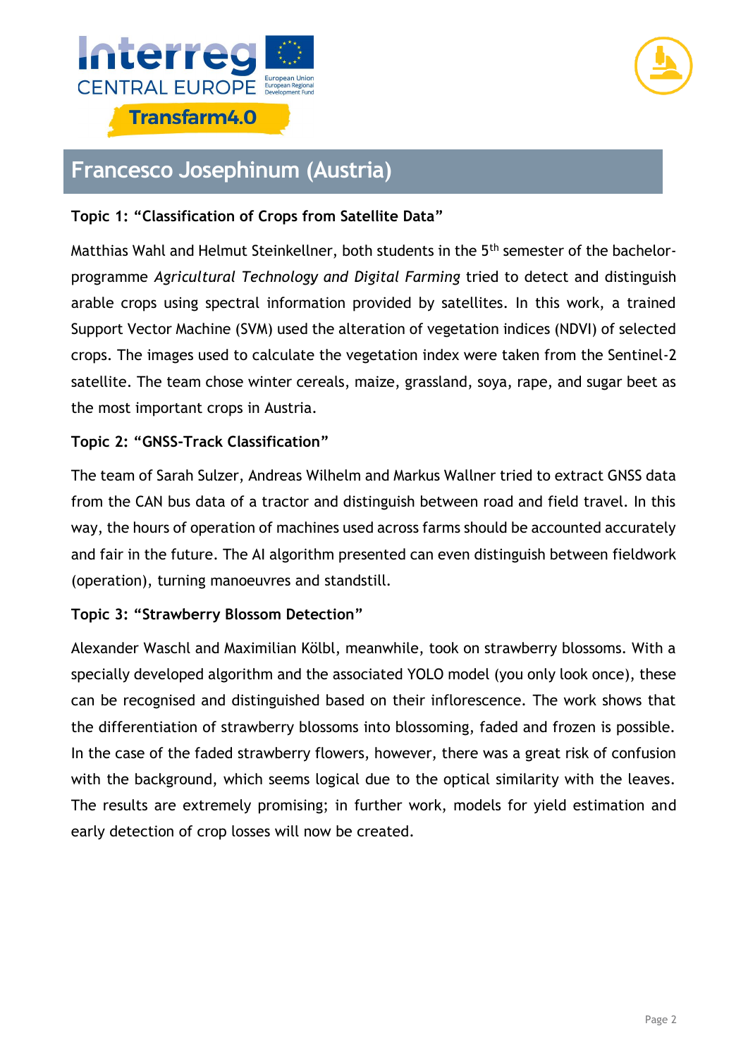## Francesco Josephinum (Austria)

**Topic 1: "Classification of Crops from Satellite Data"**

Matthias Wahl and Helmut Steinkellner, both students in the 5th semester of the bachelor-programme *Agricultural Technology and Digital Farming* tried to detect and distinguish arable crops using spectral information provided by satellites. In this work, a trained Support Vector Machine (SVM) used the alteration of vegetation indices (NDVI) of selected crops. The images used to calculate the vegetation index were taken from the Sentinel-2 satellite. The team chose winter cereals, maize, grassland, soya, rape, and sugar beet as the most important crops in Austria.

**Topic 2: "GNSS-Track Classification"**

The team of Sarah Sulzer, Andreas Wilhelm and Markus Wallner tried to extract GNSS data from the CAN bus data of a tractor and distinguish between road and field travel. In this way, the hours of operation of machines used across farms should be accounted accurately and fair in the future. The AI algorithm presented can even distinguish between fieldwork (operation), turning manoeuvres and standstill.

**Topic 3: "Strawberry Blossom Detection"**

Alexander Waschl and Maximilian Kölbl, meanwhile, took on strawberry blossoms. With a specially developed algorithm and the associated YOLO model (you only look once), these can be recognised and distinguished based on their inflorescence. The work shows that the differentiation of strawberry blossoms into blossoming, faded and frozen is possible. In the case of the faded strawberry flowers, however, there was a great risk of confusion with the background, which seems logical due to the optical similarity with the leaves. The results are extremely promising; in further work, models for yield estimation and early detection of crop losses will now be created.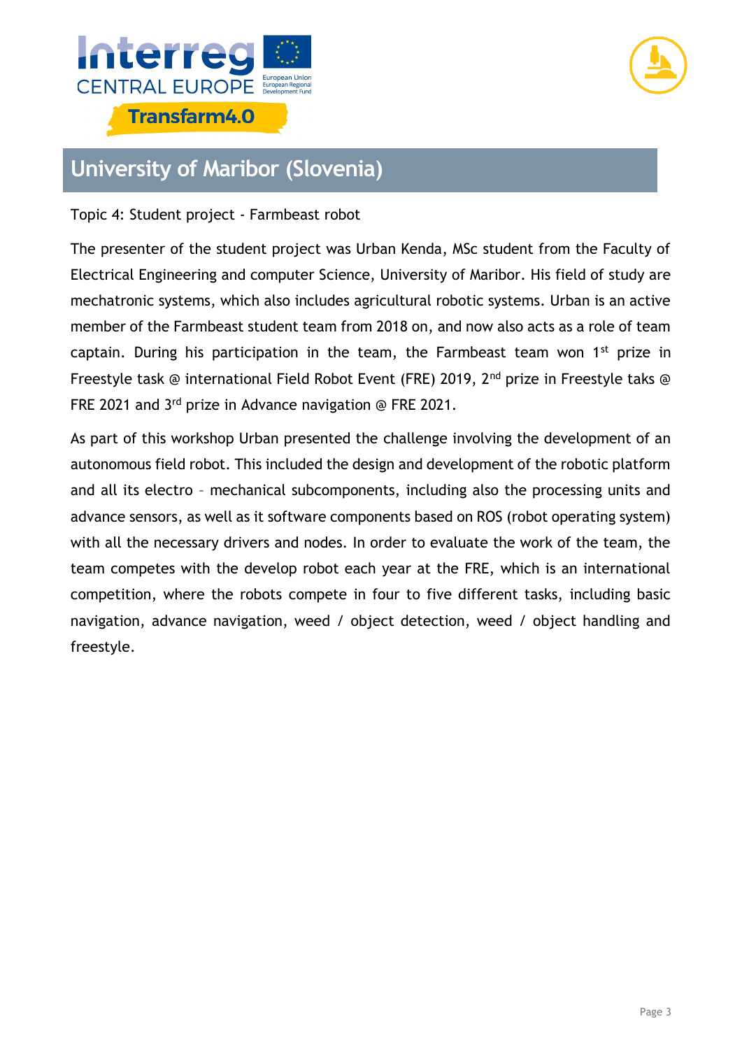## University of Maribor (Slovenia)

Topic 4: Student project - Farmbeast robot

The presenter of the student project was Urban Kenda, MSc student from the Faculty of Electrical Engineering and computer Science, University of Maribor. His field of study are mechatronic systems, which also includes agricultural robotic systems. Urban is an active member of the Farmbeast student team from 2018 on, and now also acts as a role of team captain. During his participation in the team, the Farmbeast team won 1st prize in Freestyle task @ international Field Robot Event (FRE) 2019, 2nd prize in Freestyle taks @ FRE 2021 and 3rd prize in Advance navigation @ FRE 2021.

As part of this workshop Urban presented the challenge involving the development of an autonomous field robot. This included the design and development of the robotic platform and all its electro – mechanical subcomponents, including also the processing units and advance sensors, as well as it software components based on ROS (robot operating system) with all the necessary drivers and nodes. In order to evaluate the work of the team, the team competes with the develop robot each year at the FRE, which is an international competition, where the robots compete in four to five different tasks, including basic navigation, advance navigation, weed / object detection, weed / object handling and freestyle.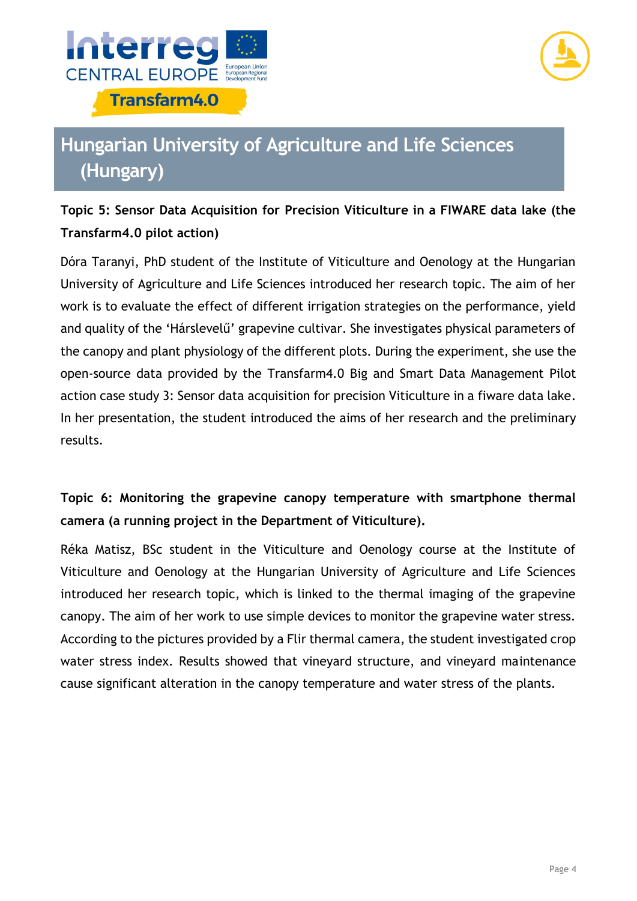## Hungarian University of Agriculture and Life Sciences (Hungary)

**Topic 5: Sensor Data Acquisition for Precision Viticulture in a FIWARE data lake (the Transfarm4.0 pilot action)**

Dóra Taranyi, PhD student of the Institute of Viticulture and Oenology at the Hungarian University of Agriculture and Life Sciences introduced her research topic. The aim of her work is to evaluate the effect of different irrigation strategies on the performance, yield and quality of the 'Hárslevelű' grapevine cultivar. She investigates physical parameters of the canopy and plant physiology of the different plots. During the experiment, she use the open-source data provided by the Transfarm4.0 Big and Smart Data Management Pilot action case study 3: Sensor data acquisition for precision Viticulture in a fiware data lake. In her presentation, the student introduced the aims of her research and the preliminary results.

**Topic 6: Monitoring the grapevine canopy temperature with smartphone thermal camera (a running project in the Department of Viticulture).**

Réka Matisz, BSc student in the Viticulture and Oenology course at the Institute of Viticulture and Oenology at the Hungarian University of Agriculture and Life Sciences introduced her research topic, which is linked to the thermal imaging of the grapevine canopy. The aim of her work to use simple devices to monitor the grapevine water stress. According to the pictures provided by a Flir thermal camera, the student investigated crop water stress index. Results showed that vineyard structure, and vineyard maintenance cause significant alteration in the canopy temperature and water stress of the plants.